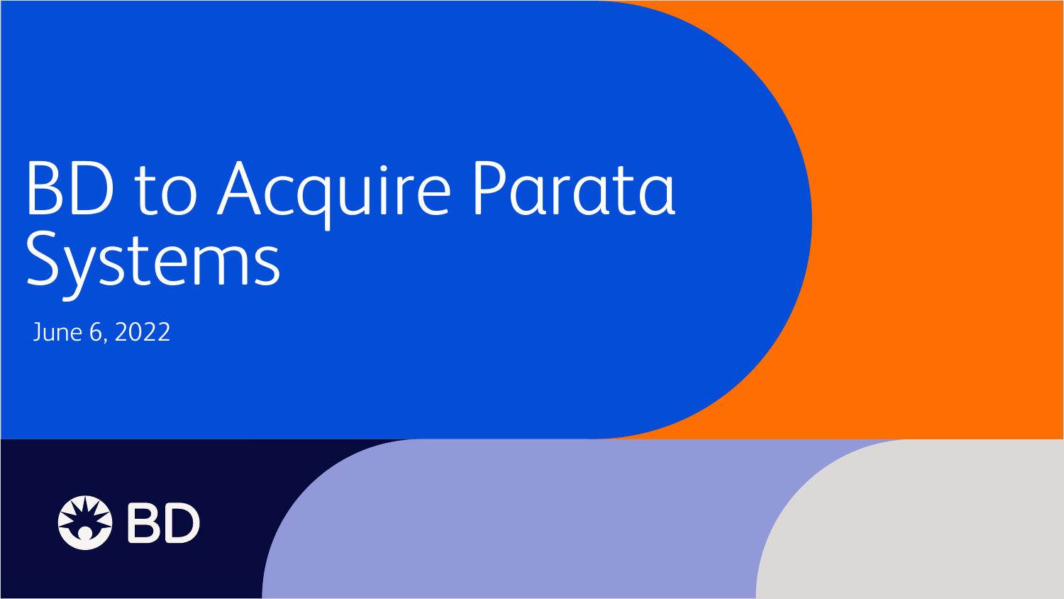# BD to Acquire Parata Systems

June 6, 2022

BD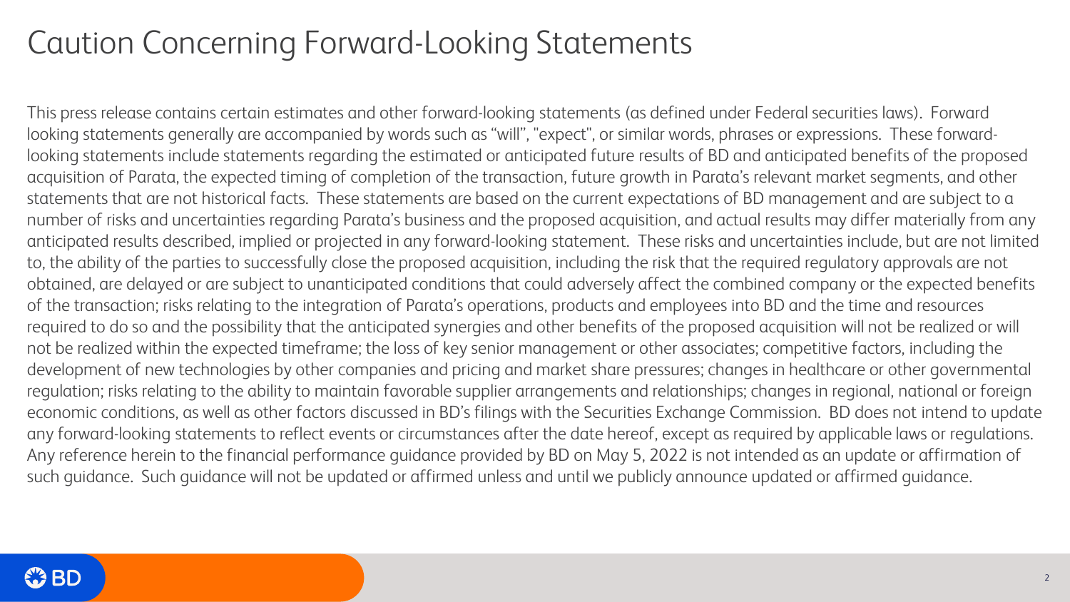# Caution Concerning Forward-Looking Statements

This press release contains certain estimates and other forward-looking statements (as defined under Federal securities laws). Forward looking statements generally are accompanied by words such as "will", "expect", or similar words, phrases or expressions. These forward-looking statements include statements regarding the estimated or anticipated future results of BD and anticipated benefits of the proposed acquisition of Parata, the expected timing of completion of the transaction, future growth in Parata's relevant market segments, and other statements that are not historical facts. These statements are based on the current expectations of BD management and are subject to a number of risks and uncertainties regarding Parata's business and the proposed acquisition, and actual results may differ materially from any anticipated results described, implied or projected in any forward-looking statement. These risks and uncertainties include, but are not limited to, the ability of the parties to successfully close the proposed acquisition, including the risk that the required regulatory approvals are not obtained, are delayed or are subject to unanticipated conditions that could adversely affect the combined company or the expected benefits of the transaction; risks relating to the integration of Parata's operations, products and employees into BD and the time and resources required to do so and the possibility that the anticipated synergies and other benefits of the proposed acquisition will not be realized or will not be realized within the expected timeframe; the loss of key senior management or other associates; competitive factors, including the development of new technologies by other companies and pricing and market share pressures; changes in healthcare or other governmental regulation; risks relating to the ability to maintain favorable supplier arrangements and relationships; changes in regional, national or foreign economic conditions, as well as other factors discussed in BD's filings with the Securities Exchange Commission. BD does not intend to update any forward-looking statements to reflect events or circumstances after the date hereof, except as required by applicable laws or regulations. Any reference herein to the financial performance guidance provided by BD on May 5, 2022 is not intended as an update or affirmation of such guidance. Such guidance will not be updated or affirmed unless and until we publicly announce updated or affirmed guidance.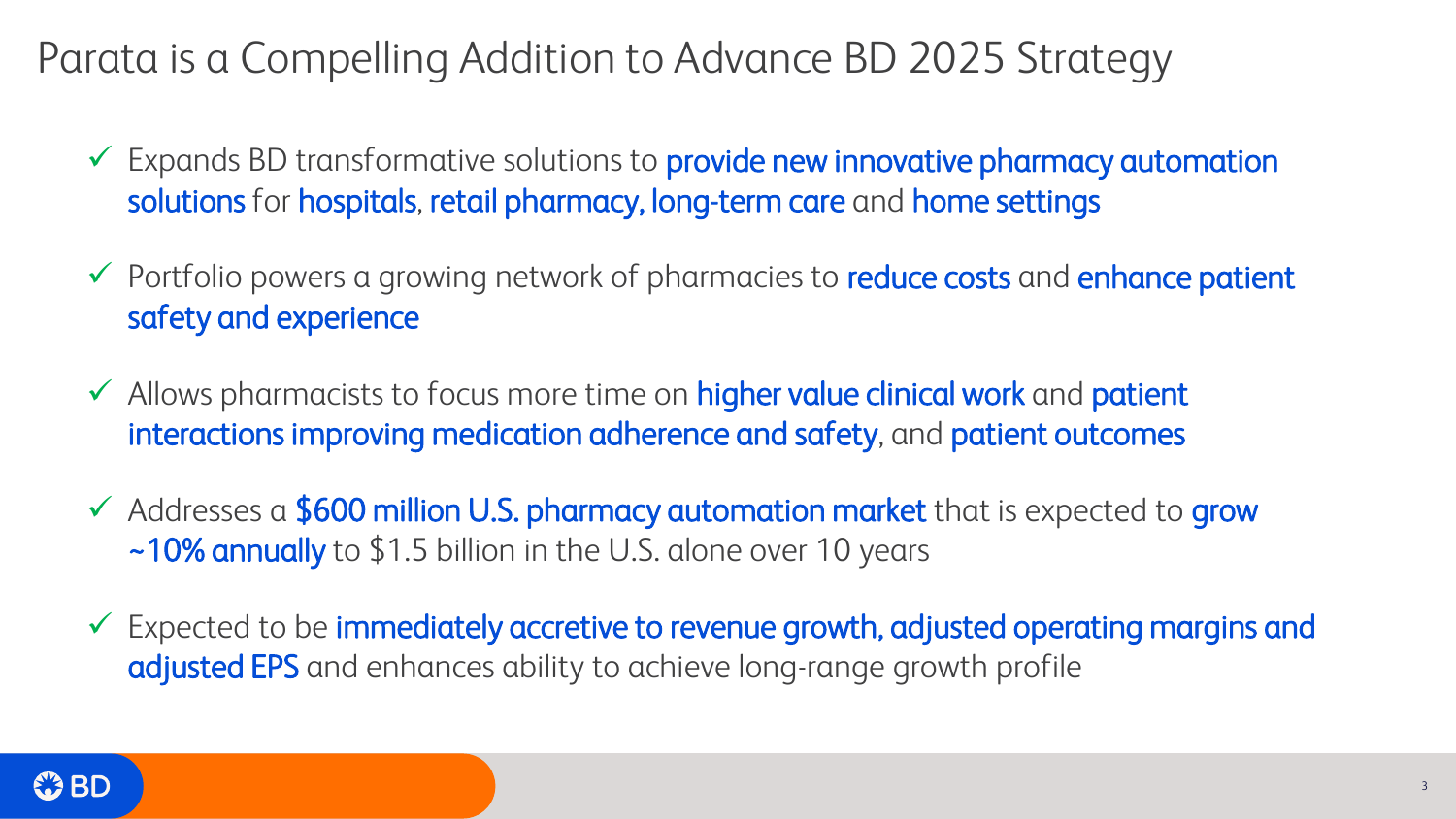# Parata is a Compelling Addition to Advance BD 2025 Strategy

- ✓ Expands BD transformative solutions to **provide new innovative pharmacy automation solutions** for **hospitals**, **retail pharmacy, long-term care** and **home settings**
- ✓ Portfolio powers a growing network of pharmacies to **reduce costs** and **enhance patient safety and experience**
- ✓ Allows pharmacists to focus more time on **higher value clinical work** and **patient interactions improving medication adherence and safety**, and **patient outcomes**
- ✓ Addresses a **$600 million U.S. pharmacy automation market** that is expected to **grow ~10% annually** to $1.5 billion in the U.S. alone over 10 years
- ✓ Expected to be **immediately accretive to revenue growth, adjusted operating margins and adjusted EPS** and enhances ability to achieve long-range growth profile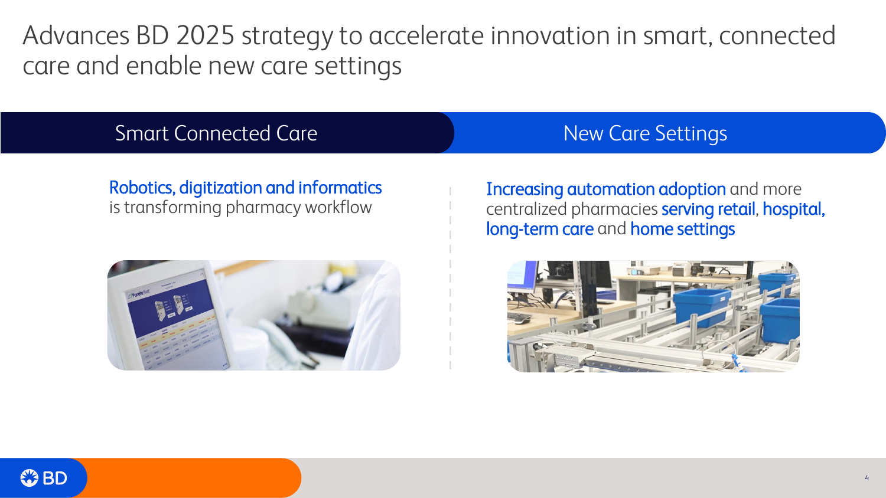# Advances BD 2025 strategy to accelerate innovation in smart, connected care and enable new care settings

## Smart Connected Care

Robotics, digitization and informatics is transforming pharmacy workflow

## New Care Settings

Increasing automation adoption and more centralized pharmacies serving retail, hospital, long-term care and home settings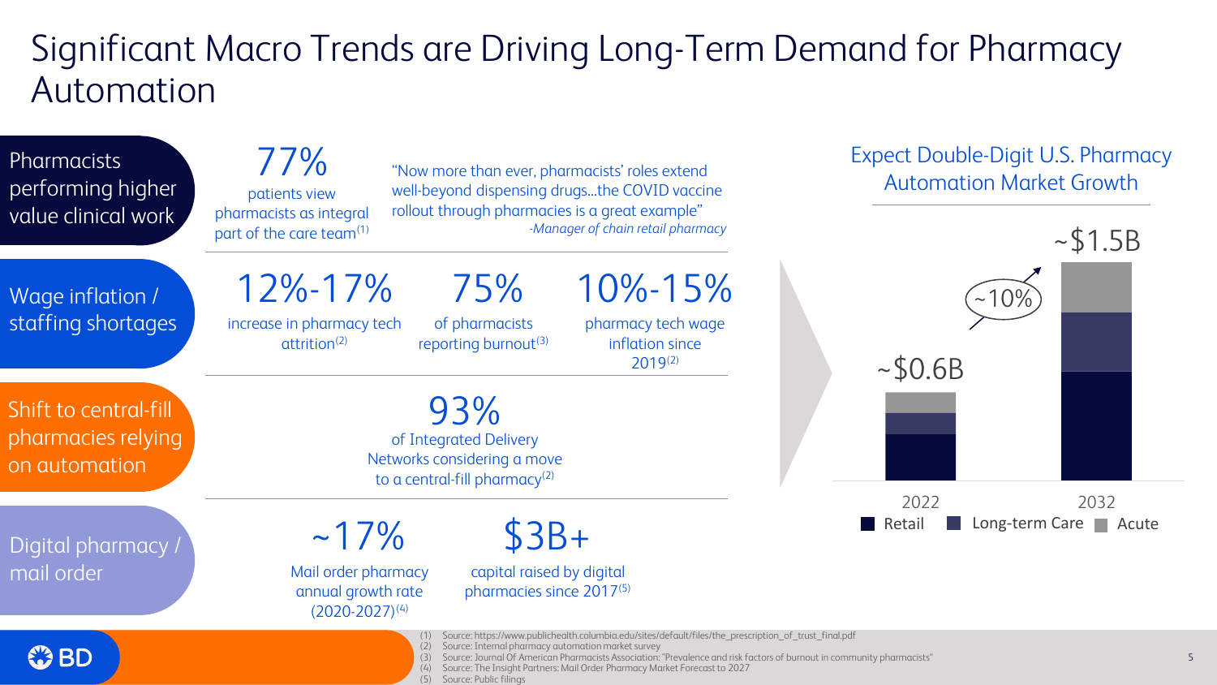# Significant Macro Trends are Driving Long-Term Demand for Pharmacy Automation

## Pharmacists performing higher value clinical work

**77%** patients view pharmacists as integral part of the care team[1]

*"Now more than ever, pharmacists' roles extend well-beyond dispensing drugs…the COVID vaccine rollout through pharmacies is a great example"*
*-Manager of chain retail pharmacy*

## Wage inflation / staffing shortages

**12%-17%** increase in pharmacy tech attrition[2]

**75%** of pharmacists reporting burnout[3]

**10%-15%** pharmacy tech wage inflation since 2019[2]

## Shift to central-fill pharmacies relying on automation

**93%** of Integrated Delivery Networks considering a move to a central-fill pharmacy[2]

## Digital pharmacy / mail order

**~17%** Mail order pharmacy annual growth rate (2020-2027)[4]

**$3B+** capital raised by digital pharmacies since 2017[5]

## Expect Double-Digit U.S. Pharmacy Automation Market Growth

| Year | Market Size |
| --- | --- |
| 2022 | ~$0.6B |
| 2032 | ~$1.5B |

~10% growth

Retail | Long-term Care | Acute

(1) Source: https://www.publichealth.columbia.edu/sites/default/files/the_prescription_of_trust_final.pdf
(2) Source: Internal pharmacy automation market survey
(3) Source: Journal Of American Pharmacists Association: "Prevalence and risk factors of burnout in community pharmacists"
(4) Source: The Insight Partners: Mail Order Pharmacy Market Forecast to 2027
(5) Source: Public filings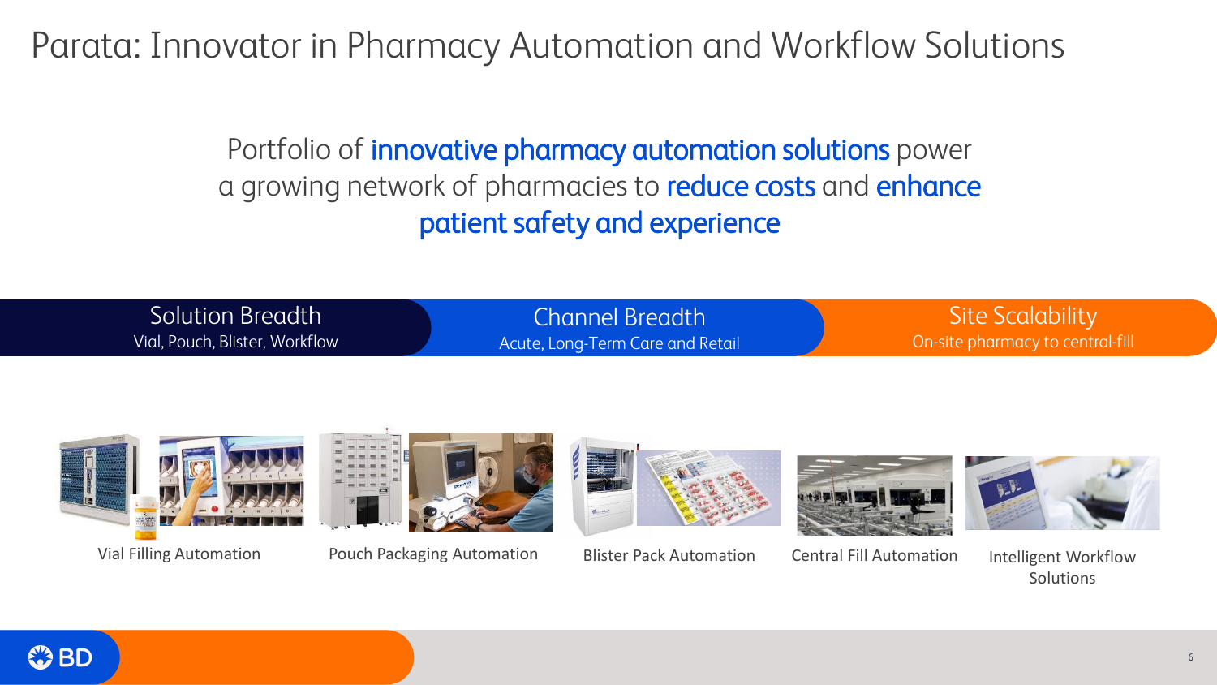# Parata: Innovator in Pharmacy Automation and Workflow Solutions

Portfolio of **innovative pharmacy automation solutions** power a growing network of pharmacies to **reduce costs** and **enhance patient safety and experience**

**Solution Breadth**
Vial, Pouch, Blister, Workflow

**Channel Breadth**
Acute, Long-Term Care and Retail

**Site Scalability**
On-site pharmacy to central-fill

Vial Filling Automation

Pouch Packaging Automation

Blister Pack Automation

Central Fill Automation

Intelligent Workflow Solutions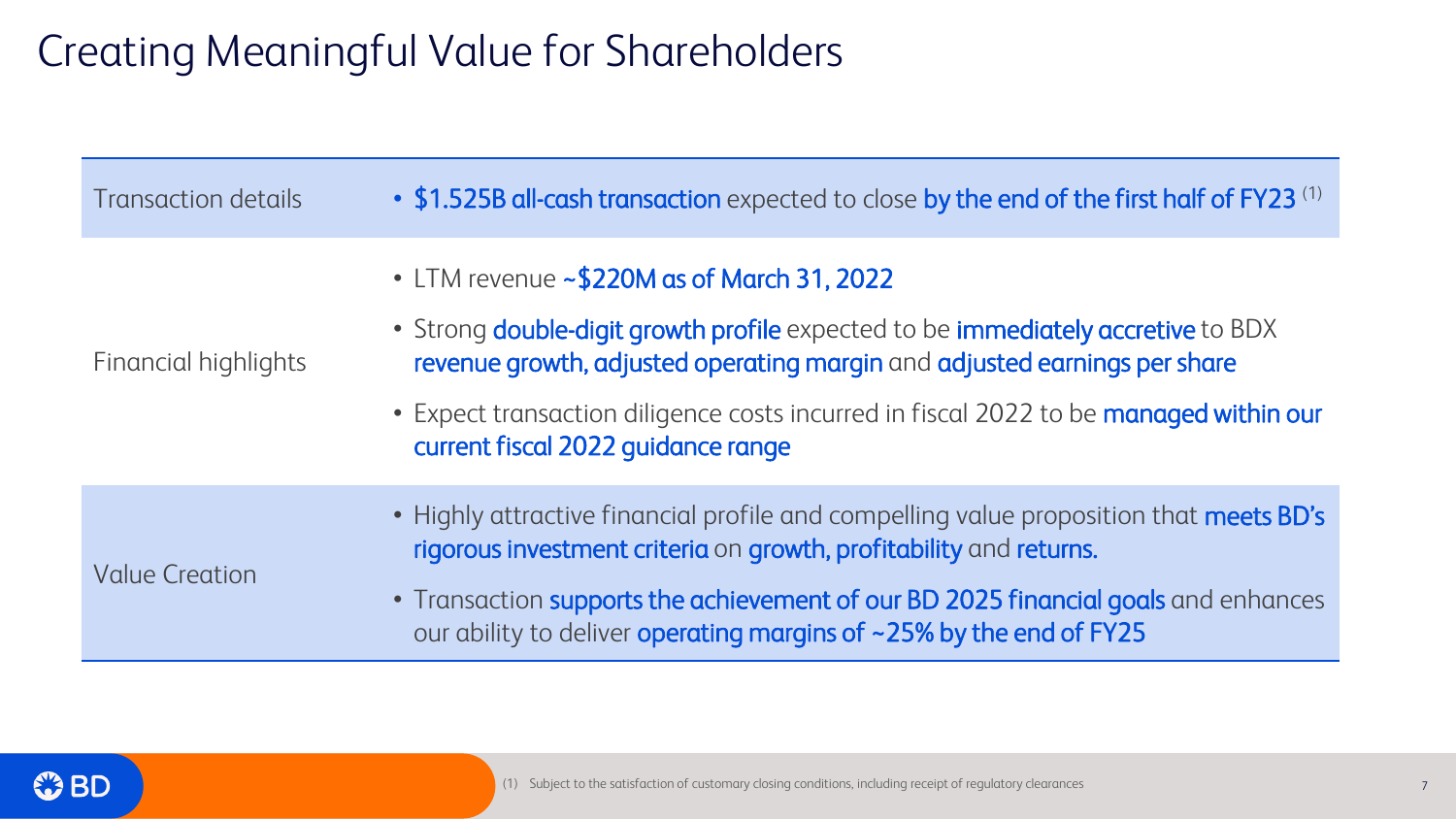# Creating Meaningful Value for Shareholders

| | |
|---|---|
| Transaction details | • $1.525B all-cash transaction expected to close by the end of the first half of FY23 [(1)] |
| Financial highlights | • LTM revenue ~$220M as of March 31, 2022<br>• Strong double-digit growth profile expected to be immediately accretive to BDX revenue growth, adjusted operating margin and adjusted earnings per share<br>• Expect transaction diligence costs incurred in fiscal 2022 to be managed within our current fiscal 2022 guidance range |
| Value Creation | • Highly attractive financial profile and compelling value proposition that meets BD's rigorous investment criteria on growth, profitability and returns.<br>• Transaction supports the achievement of our BD 2025 financial goals and enhances our ability to deliver operating margins of ~25% by the end of FY25 |

(1) Subject to the satisfaction of customary closing conditions, including receipt of regulatory clearances